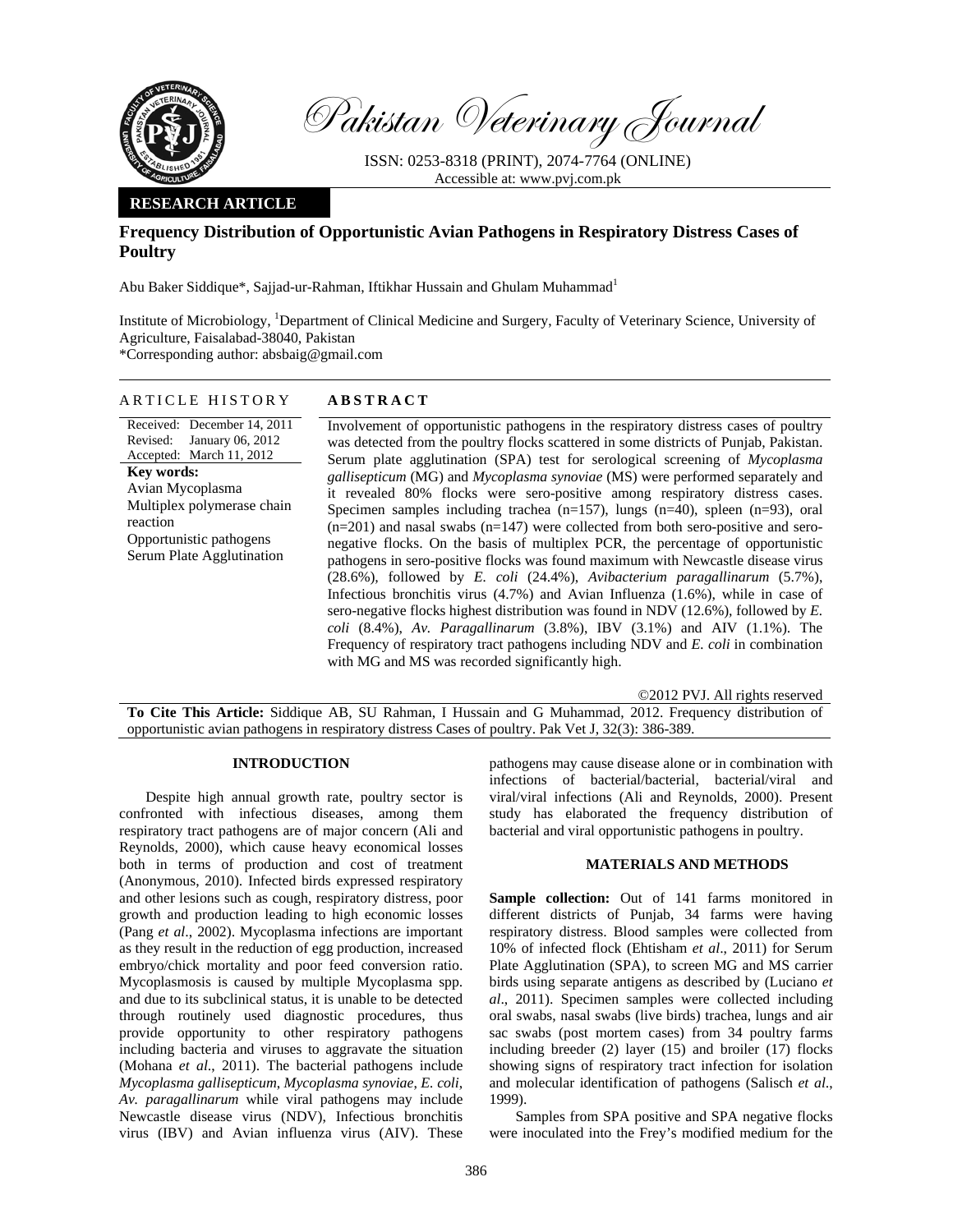Pakistan Veterinary Journal

ISSN: 0253-8318 (PRINT), 2074-7764 (ONLINE)
Accessible at: www.pvj.com.pk

**RESEARCH ARTICLE**

# Frequency Distribution of Opportunistic Avian Pathogens in Respiratory Distress Cases of Poultry

Abu Baker Siddique*, Sajjad-ur-Rahman, Iftikhar Hussain and Ghulam Muhammad[1]

Institute of Microbiology, [1]Department of Clinical Medicine and Surgery, Faculty of Veterinary Science, University of Agriculture, Faisalabad-38040, Pakistan
*Corresponding author: absbaig@gmail.com

**ARTICLE HISTORY**

Received: December 14, 2011
Revised: January 06, 2012
Accepted: March 11, 2012

**Key words:**
Avian Mycoplasma
Multiplex polymerase chain reaction
Opportunistic pathogens
Serum Plate Agglutination

**ABSTRACT**

Involvement of opportunistic pathogens in the respiratory distress cases of poultry was detected from the poultry flocks scattered in some districts of Punjab, Pakistan. Serum plate agglutination (SPA) test for serological screening of *Mycoplasma gallisepticum* (MG) and *Mycoplasma synoviae* (MS) were performed separately and it revealed 80% flocks were sero-positive among respiratory distress cases. Specimen samples including trachea (n=157), lungs (n=40), spleen (n=93), oral (n=201) and nasal swabs (n=147) were collected from both sero-positive and sero-negative flocks. On the basis of multiplex PCR, the percentage of opportunistic pathogens in sero-positive flocks was found maximum with Newcastle disease virus (28.6%), followed by *E. coli* (24.4%), *Avibacterium paragallinarum* (5.7%), Infectious bronchitis virus (4.7%) and Avian Influenza (1.6%), while in case of sero-negative flocks highest distribution was found in NDV (12.6%), followed by *E. coli* (8.4%), *Av. Paragallinarum* (3.8%), IBV (3.1%) and AIV (1.1%). The Frequency of respiratory tract pathogens including NDV and *E. coli* in combination with MG and MS was recorded significantly high.

©2012 PVJ. All rights reserved

**To Cite This Article:** Siddique AB, SU Rahman, I Hussain and G Muhammad, 2012. Frequency distribution of opportunistic avian pathogens in respiratory distress Cases of poultry. Pak Vet J, 32(3): 386-389.

## INTRODUCTION

Despite high annual growth rate, poultry sector is confronted with infectious diseases, among them respiratory tract pathogens are of major concern (Ali and Reynolds, 2000), which cause heavy economical losses both in terms of production and cost of treatment (Anonymous, 2010). Infected birds expressed respiratory and other lesions such as cough, respiratory distress, poor growth and production leading to high economic losses (Pang *et al*., 2002). Mycoplasma infections are important as they result in the reduction of egg production, increased embryo/chick mortality and poor feed conversion ratio. Mycoplasmosis is caused by multiple Mycoplasma spp. and due to its subclinical status, it is unable to be detected through routinely used diagnostic procedures, thus provide opportunity to other respiratory pathogens including bacteria and viruses to aggravate the situation (Mohana *et al*., 2011). The bacterial pathogens include *Mycoplasma gallisepticum*, *Mycoplasma synoviae, E. coli*, *Av. paragallinarum* while viral pathogens may include Newcastle disease virus (NDV), Infectious bronchitis virus (IBV) and Avian influenza virus (AIV). These pathogens may cause disease alone or in combination with infections of bacterial/bacterial, bacterial/viral and viral/viral infections (Ali and Reynolds, 2000). Present study has elaborated the frequency distribution of bacterial and viral opportunistic pathogens in poultry.

## MATERIALS AND METHODS

**Sample collection:** Out of 141 farms monitored in different districts of Punjab, 34 farms were having respiratory distress. Blood samples were collected from 10% of infected flock (Ehtisham *et al*., 2011) for Serum Plate Agglutination (SPA), to screen MG and MS carrier birds using separate antigens as described by (Luciano *et al*., 2011). Specimen samples were collected including oral swabs, nasal swabs (live birds) trachea, lungs and air sac swabs (post mortem cases) from 34 poultry farms including breeder (2) layer (15) and broiler (17) flocks showing signs of respiratory tract infection for isolation and molecular identification of pathogens (Salisch *et al*., 1999).

Samples from SPA positive and SPA negative flocks were inoculated into the Frey's modified medium for the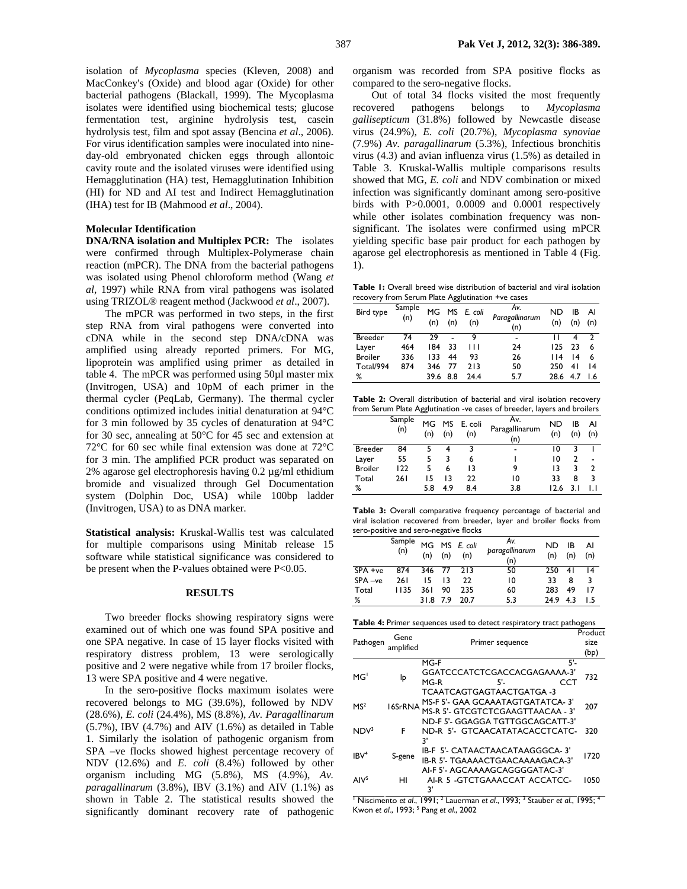isolation of *Mycoplasma* species (Kleven, 2008) and MacConkey's (Oxide) and blood agar (Oxide) for other bacterial pathogens (Blackall, 1999). The Mycoplasma isolates were identified using biochemical tests; glucose fermentation test, arginine hydrolysis test, casein hydrolysis test, film and spot assay (Bencina *et al*., 2006). For virus identification samples were inoculated into nine-day-old embryonated chicken eggs through allontoic cavity route and the isolated viruses were identified using Hemagglutination (HA) test, Hemagglutination Inhibition (HI) for ND and AI test and Indirect Hemagglutination (IHA) test for IB (Mahmood *et al*., 2004).

### Molecular Identification

**DNA/RNA isolation and Multiplex PCR:** The isolates were confirmed through Multiplex-Polymerase chain reaction (mPCR). The DNA from the bacterial pathogens was isolated using Phenol chloroform method (Wang *et al*, 1997) while RNA from viral pathogens was isolated using TRIZOL® reagent method (Jackwood *et al*., 2007).

The mPCR was performed in two steps, in the first step RNA from viral pathogens were converted into cDNA while in the second step DNA/cDNA was amplified using already reported primers. For MG, lipoprotein was amplified using primer as detailed in table 4. The mPCR was performed using 50µl master mix (Invitrogen, USA) and 10pM of each primer in the thermal cycler (PeqLab, Germany). The thermal cycler conditions optimized includes initial denaturation at 94°C for 3 min followed by 35 cycles of denaturation at 94°C for 30 sec, annealing at 50°C for 45 sec and extension at 72°C for 60 sec while final extension was done at 72°C for 3 min. The amplified PCR product was separated on 2% agarose gel electrophoresis having 0.2 µg/ml ethidium bromide and visualized through Gel Documentation system (Dolphin Doc, USA) while 100bp ladder (Invitrogen, USA) to as DNA marker.

**Statistical analysis:** Kruskal-Wallis test was calculated for multiple comparisons using Minitab release 15 software while statistical significance was considered to be present when the P-values obtained were $P<0.05$.

## RESULTS

Two breeder flocks showing respiratory signs were examined out of which one was found SPA positive and one SPA negative. In case of 15 layer flocks visited with respiratory distress problem, 13 were serologically positive and 2 were negative while from 17 broiler flocks, 13 were SPA positive and 4 were negative.

In the sero-positive flocks maximum isolates were recovered belongs to MG (39.6%), followed by NDV (28.6%), *E. coli* (24.4%), MS (8.8%), *Av. Paragallinarum* (5.7%), IBV (4.7%) and AIV (1.6%) as detailed in Table 1. Similarly the isolation of pathogenic organism from SPA –ve flocks showed highest percentage recovery of NDV (12.6%) and *E. coli* (8.4%) followed by other organism including MG (5.8%), MS (4.9%), *Av. paragallinarum* (3.8%), IBV (3.1%) and AIV (1.1%) as shown in Table 2. The statistical results showed the significantly dominant recovery rate of pathogenic organism was recorded from SPA positive flocks as compared to the sero-negative flocks.

Out of total 34 flocks visited the most frequently recovered pathogens belongs to *Mycoplasma gallisepticum* (31.8%) followed by Newcastle disease virus (24.9%), *E. coli* (20.7%), *Mycoplasma synoviae* (7.9%) *Av. paragallinarum* (5.3%), Infectious bronchitis virus (4.3) and avian influenza virus (1.5%) as detailed in Table 3. Kruskal-Wallis multiple comparisons results showed that MG, *E. coli* and NDV combination or mixed infection was significantly dominant among sero-positive birds with P>0.0001, 0.0009 and 0.0001 respectively while other isolates combination frequency was non-significant. The isolates were confirmed using mPCR yielding specific base pair product for each pathogen by agarose gel electrophoresis as mentioned in Table 4 (Fig. 1).

**Table 1:** Overall breed wise distribution of bacterial and viral isolation recovery from Serum Plate Agglutination +ve cases

| Bird type | Sample (n) | MG (n) | MS (n) | *E. coli* (n) | *Av. Paragallinarum* (n) | ND (n) | IB (n) | AI (n) |
|---|---|---|---|---|---|---|---|---|
| Breeder | 74 | 29 | - | 9 | - | 11 | 4 | 2 |
| Layer | 464 | 184 | 33 | 111 | 24 | 125 | 23 | 6 |
| Broiler | 336 | 133 | 44 | 93 | 26 | 114 | 14 | 6 |
| Total/994 | 874 | 346 | 77 | 213 | 50 | 250 | 41 | 14 |
| % | | 39.6 | 8.8 | 24.4 | 5.7 | 28.6 | 4.7 | 1.6 |

**Table 2:** Overall distribution of bacterial and viral isolation recovery from Serum Plate Agglutination -ve cases of breeder, layers and broilers

| | Sample (n) | MG (n) | MS (n) | E. coli (n) | Av. Paragallinarum (n) | ND (n) | IB (n) | AI (n) |
|---|---|---|---|---|---|---|---|---|
| Breeder | 84 | 5 | 4 | 3 | - | 10 | 3 | 1 |
| Layer | 55 | 5 | 3 | 6 | 1 | 10 | 2 | - |
| Broiler | 122 | 5 | 6 | 13 | 9 | 13 | 3 | 2 |
| Total | 261 | 15 | 13 | 22 | 10 | 33 | 8 | 3 |
| % | | 5.8 | 4.9 | 8.4 | 3.8 | 12.6 | 3.1 | 1.1 |

**Table 3:** Overall comparative frequency percentage of bacterial and viral isolation recovered from breeder, layer and broiler flocks from sero-positive and sero-negative flocks

| | Sample (n) | MG (n) | MS (n) | *E. coli* (n) | *Av. paragallinarum* (n) | ND (n) | IB (n) | AI (n) |
|---|---|---|---|---|---|---|---|---|
| SPA +ve | 874 | 346 | 77 | 213 | 50 | 250 | 41 | 14 |
| SPA –ve | 261 | 15 | 13 | 22 | 10 | 33 | 8 | 3 |
| Total | 1135 | 361 | 90 | 235 | 60 | 283 | 49 | 17 |
| % | | 31.8 | 7.9 | 20.7 | 5.3 | 24.9 | 4.3 | 1.5 |

**Table 4:** Primer sequences used to detect respiratory tract pathogens

| Pathogen | Gene amplified | Primer sequence | Product size (bp) |
|---|---|---|---|
| MG[1] | lp | MG-F 5'-GGATCCCATCTCGACCACGAGAAAA-3' MG-R 5'- CCT TCAATCAGTGAGTAACTGATGA -3 | 732 |
| MS[2] | 16SrRNA | MS-F 5'- GAA GCAAAATAGTGATATCA- 3' MS-R 5'- GTCGTCTCGAAGTTAACAA - 3' | 207 |
| NDV[3] | F | ND-F 5'- GGAGGA TGTTGGCAGCATT-3' ND-R 5'- GTCAACATATACACCTCATC-3' | 320 |
| IBV[4] | S-gene | IB-F 5'- CATAACTAACATAAGGGCA- 3' IB-R 5'- TGAAAACTGAACAAAAGACA-3' | 1720 |
| AIV[5] | HI | AI-F 5'- AGCAAAAGCAGGGGATAC-3' AI-R 5 -GTCTGAAACCAT ACCATCC-3' | 1050 |

[1] Niscimento *et al*., 1991; [2] Lauerman *et al*., 1993; [3] Stauber *et al*., 1995; [4] Kwon *et al*., 1993; [5] Pang *et al*., 2002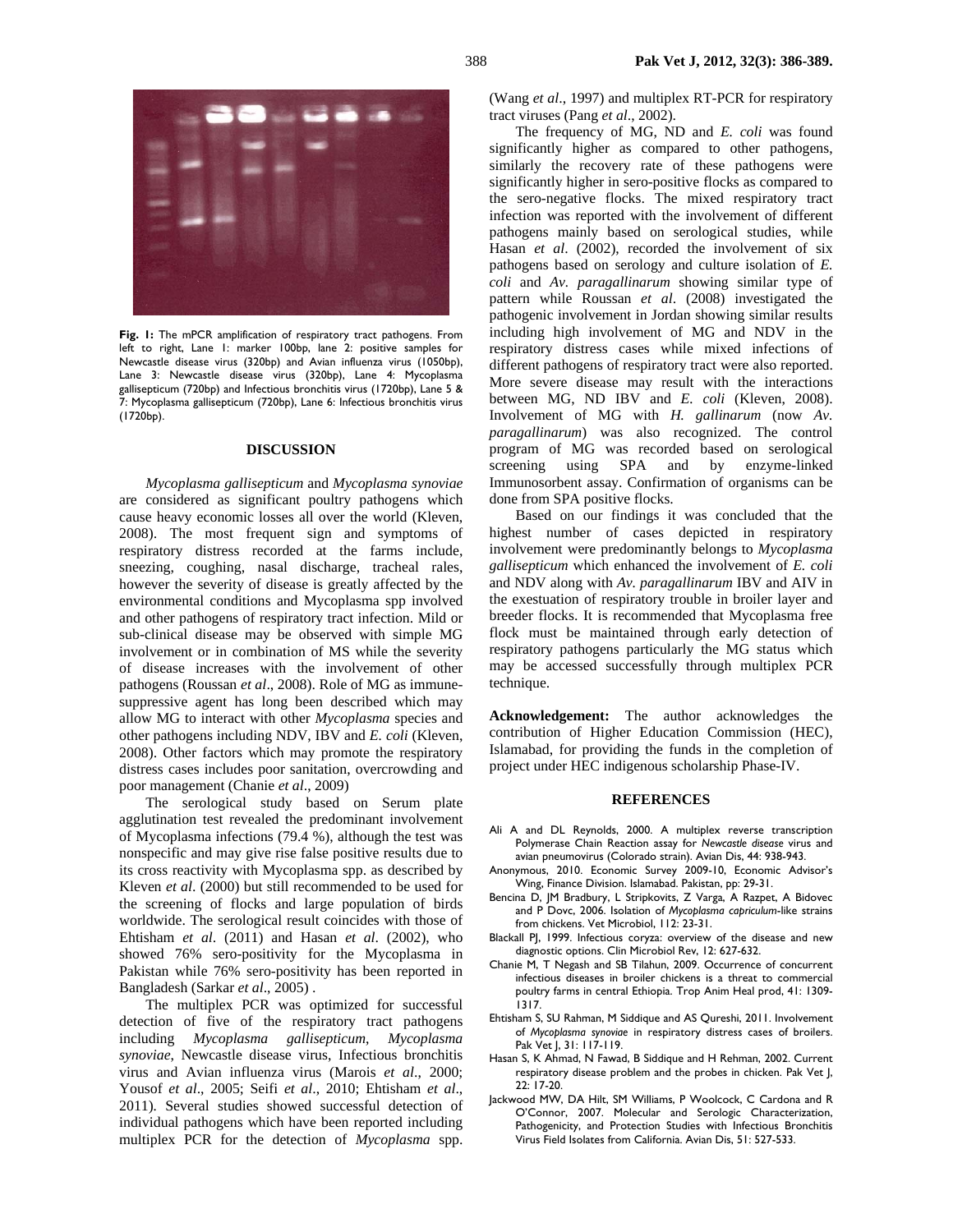**Fig. 1:** The mPCR amplification of respiratory tract pathogens. From left to right, Lane 1: marker 100bp, lane 2: positive samples for Newcastle disease virus (320bp) and Avian influenza virus (1050bp), Lane 3: Newcastle disease virus (320bp), Lane 4: Mycoplasma gallisepticum (720bp) and Infectious bronchitis virus (1720bp), Lane 5 & 7: Mycoplasma gallisepticum (720bp), Lane 6: Infectious bronchitis virus (1720bp).

## DISCUSSION

*Mycoplasma gallisepticum* and *Mycoplasma synoviae* are considered as significant poultry pathogens which cause heavy economic losses all over the world (Kleven, 2008). The most frequent sign and symptoms of respiratory distress recorded at the farms include, sneezing, coughing, nasal discharge, tracheal rales, however the severity of disease is greatly affected by the environmental conditions and Mycoplasma spp involved and other pathogens of respiratory tract infection. Mild or sub-clinical disease may be observed with simple MG involvement or in combination of MS while the severity of disease increases with the involvement of other pathogens (Roussan *et al*., 2008). Role of MG as immune-suppressive agent has long been described which may allow MG to interact with other *Mycoplasma* species and other pathogens including NDV, IBV and *E. coli* (Kleven, 2008). Other factors which may promote the respiratory distress cases includes poor sanitation, overcrowding and poor management (Chanie *et al*., 2009)

The serological study based on Serum plate agglutination test revealed the predominant involvement of Mycoplasma infections (79.4 %), although the test was nonspecific and may give rise false positive results due to its cross reactivity with Mycoplasma spp. as described by Kleven *et al*. (2000) but still recommended to be used for the screening of flocks and large population of birds worldwide. The serological result coincides with those of Ehtisham *et al*. (2011) and Hasan *et al*. (2002), who showed 76% sero-positivity for the Mycoplasma in Pakistan while 76% sero-positivity has been reported in Bangladesh (Sarkar *et al*., 2005) .

The multiplex PCR was optimized for successful detection of five of the respiratory tract pathogens including *Mycoplasma gallisepticum*, *Mycoplasma synoviae*, Newcastle disease virus, Infectious bronchitis virus and Avian influenza virus (Marois *et al*., 2000; Yousof *et al*., 2005; Seifi *et al*., 2010; Ehtisham *et al*., 2011). Several studies showed successful detection of individual pathogens which have been reported including multiplex PCR for the detection of *Mycoplasma* spp. (Wang *et al*., 1997) and multiplex RT-PCR for respiratory tract viruses (Pang *et al*., 2002).

The frequency of MG, ND and *E. coli* was found significantly higher as compared to other pathogens, similarly the recovery rate of these pathogens were significantly higher in sero-positive flocks as compared to the sero-negative flocks. The mixed respiratory tract infection was reported with the involvement of different pathogens mainly based on serological studies, while Hasan *et al*. (2002), recorded the involvement of six pathogens based on serology and culture isolation of *E. coli* and *Av. paragallinarum* showing similar type of pattern while Roussan *et al*. (2008) investigated the pathogenic involvement in Jordan showing similar results including high involvement of MG and NDV in the respiratory distress cases while mixed infections of different pathogens of respiratory tract were also reported. More severe disease may result with the interactions between MG, ND IBV and *E. coli* (Kleven, 2008). Involvement of MG with *H. gallinarum* (now *Av. paragallinarum*) was also recognized. The control program of MG was recorded based on serological screening using SPA and by enzyme-linked Immunosorbent assay. Confirmation of organisms can be done from SPA positive flocks.

Based on our findings it was concluded that the highest number of cases depicted in respiratory involvement were predominantly belongs to *Mycoplasma gallisepticum* which enhanced the involvement of *E. coli* and NDV along with *Av. paragallinarum* IBV and AIV in the exestuation of respiratory trouble in broiler layer and breeder flocks. It is recommended that Mycoplasma free flock must be maintained through early detection of respiratory pathogens particularly the MG status which may be accessed successfully through multiplex PCR technique.

**Acknowledgement:** The author acknowledges the contribution of Higher Education Commission (HEC), Islamabad, for providing the funds in the completion of project under HEC indigenous scholarship Phase-IV.

## REFERENCES

Ali A and DL Reynolds, 2000. A multiplex reverse transcription Polymerase Chain Reaction assay for *Newcastle disease* virus and avian pneumovirus (Colorado strain). Avian Dis, 44: 938-943.

Anonymous, 2010. Economic Survey 2009-10, Economic Advisor's Wing, Finance Division. Islamabad. Pakistan, pp: 29-31.

Bencina D, JM Bradbury, L Stripkovits, Z Varga, A Razpet, A Bidovec and P Dovc, 2006. Isolation of *Mycoplasma capriculum*-like strains from chickens. Vet Microbiol, 112: 23-31.

Blackall PJ, 1999. Infectious coryza: overview of the disease and new diagnostic options. Clin Microbiol Rev, 12: 627-632.

Chanie M, T Negash and SB Tilahun, 2009. Occurrence of concurrent infectious diseases in broiler chickens is a threat to commercial poultry farms in central Ethiopia. Trop Anim Heal prod, 41: 1309-1317.

Ehtisham S, SU Rahman, M Siddique and AS Qureshi, 2011. Involvement of *Mycoplasma synoviae* in respiratory distress cases of broilers. Pak Vet J, 31: 117-119.

Hasan S, K Ahmad, N Fawad, B Siddique and H Rehman, 2002. Current respiratory disease problem and the probes in chicken. Pak Vet J, 22: 17-20.

Jackwood MW, DA Hilt, SM Williams, P Woolcock, C Cardona and R O'Connor, 2007. Molecular and Serologic Characterization, Pathogenicity, and Protection Studies with Infectious Bronchitis Virus Field Isolates from California. Avian Dis, 51: 527-533.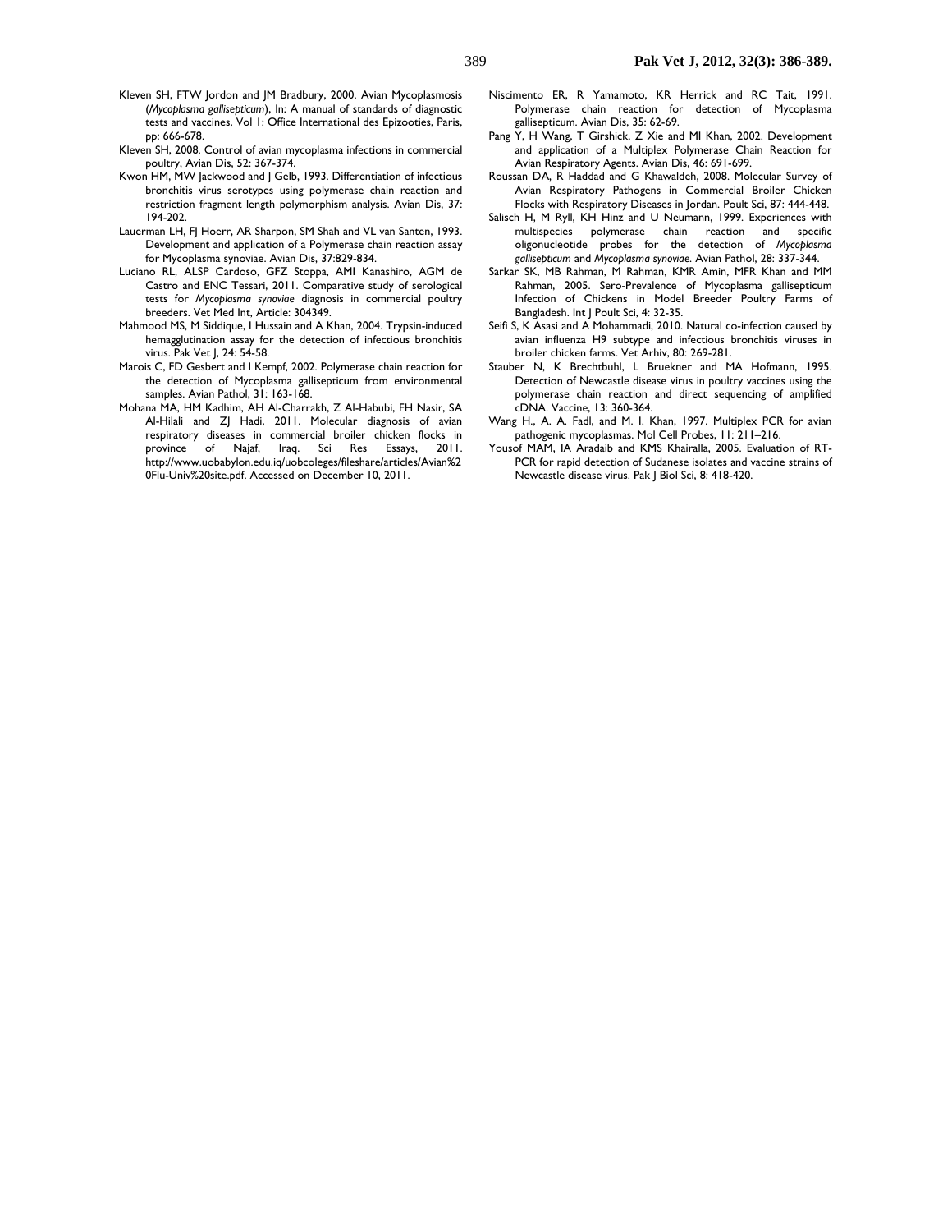Kleven SH, FTW Jordon and JM Bradbury, 2000. Avian Mycoplasmosis (*Mycoplasma gallisepticum*), In: A manual of standards of diagnostic tests and vaccines, Vol 1: Office International des Epizooties, Paris, pp: 666-678.

Kleven SH, 2008. Control of avian mycoplasma infections in commercial poultry, Avian Dis, 52: 367-374.

Kwon HM, MW Jackwood and J Gelb, 1993. Differentiation of infectious bronchitis virus serotypes using polymerase chain reaction and restriction fragment length polymorphism analysis. Avian Dis, 37: 194-202.

Lauerman LH, FJ Hoerr, AR Sharpon, SM Shah and VL van Santen, 1993. Development and application of a Polymerase chain reaction assay for Mycoplasma synoviae. Avian Dis, 37:829-834.

Luciano RL, ALSP Cardoso, GFZ Stoppa, AMI Kanashiro, AGM de Castro and ENC Tessari, 2011. Comparative study of serological tests for *Mycoplasma synoviae* diagnosis in commercial poultry breeders. Vet Med Int, Article: 304349.

Mahmood MS, M Siddique, I Hussain and A Khan, 2004. Trypsin-induced hemagglutination assay for the detection of infectious bronchitis virus. Pak Vet J, 24: 54-58.

Marois C, FD Gesbert and I Kempf, 2002. Polymerase chain reaction for the detection of Mycoplasma gallisepticum from environmental samples. Avian Pathol, 31: 163-168.

Mohana MA, HM Kadhim, AH Al-Charrakh, Z Al-Habubi, FH Nasir, SA Al-Hilali and ZJ Hadi, 2011. Molecular diagnosis of avian respiratory diseases in commercial broiler chicken flocks in province of Najaf, Iraq. Sci Res Essays, 2011. http://www.uobabylon.edu.iq/uobcoleges/fileshare/articles/Avian%20Flu-Univ%20site.pdf. Accessed on December 10, 2011.

Niscimento ER, R Yamamoto, KR Herrick and RC Tait, 1991. Polymerase chain reaction for detection of Mycoplasma gallisepticum. Avian Dis, 35: 62-69.

Pang Y, H Wang, T Girshick, Z Xie and MI Khan, 2002. Development and application of a Multiplex Polymerase Chain Reaction for Avian Respiratory Agents. Avian Dis, 46: 691-699.

Roussan DA, R Haddad and G Khawaldeh, 2008. Molecular Survey of Avian Respiratory Pathogens in Commercial Broiler Chicken Flocks with Respiratory Diseases in Jordan. Poult Sci, 87: 444-448.

Salisch H, M Ryll, KH Hinz and U Neumann, 1999. Experiences with multispecies polymerase chain reaction and specific oligonucleotide probes for the detection of *Mycoplasma gallisepticum* and *Mycoplasma synoviae*. Avian Pathol, 28: 337-344.

Sarkar SK, MB Rahman, M Rahman, KMR Amin, MFR Khan and MM Rahman, 2005. Sero-Prevalence of Mycoplasma gallisepticum Infection of Chickens in Model Breeder Poultry Farms of Bangladesh. Int J Poult Sci, 4: 32-35.

Seifi S, K Asasi and A Mohammadi, 2010. Natural co-infection caused by avian influenza H9 subtype and infectious bronchitis viruses in broiler chicken farms. Vet Arhiv, 80: 269-281.

Stauber N, K Brechtbuhl, L Bruekner and MA Hofmann, 1995. Detection of Newcastle disease virus in poultry vaccines using the polymerase chain reaction and direct sequencing of amplified cDNA. Vaccine, 13: 360-364.

Wang H., A. A. Fadl, and M. I. Khan, 1997. Multiplex PCR for avian pathogenic mycoplasmas. Mol Cell Probes, 11: 211–216.

Yousof MAM, IA Aradaib and KMS Khairalla, 2005. Evaluation of RT-PCR for rapid detection of Sudanese isolates and vaccine strains of Newcastle disease virus. Pak J Biol Sci, 8: 418-420.